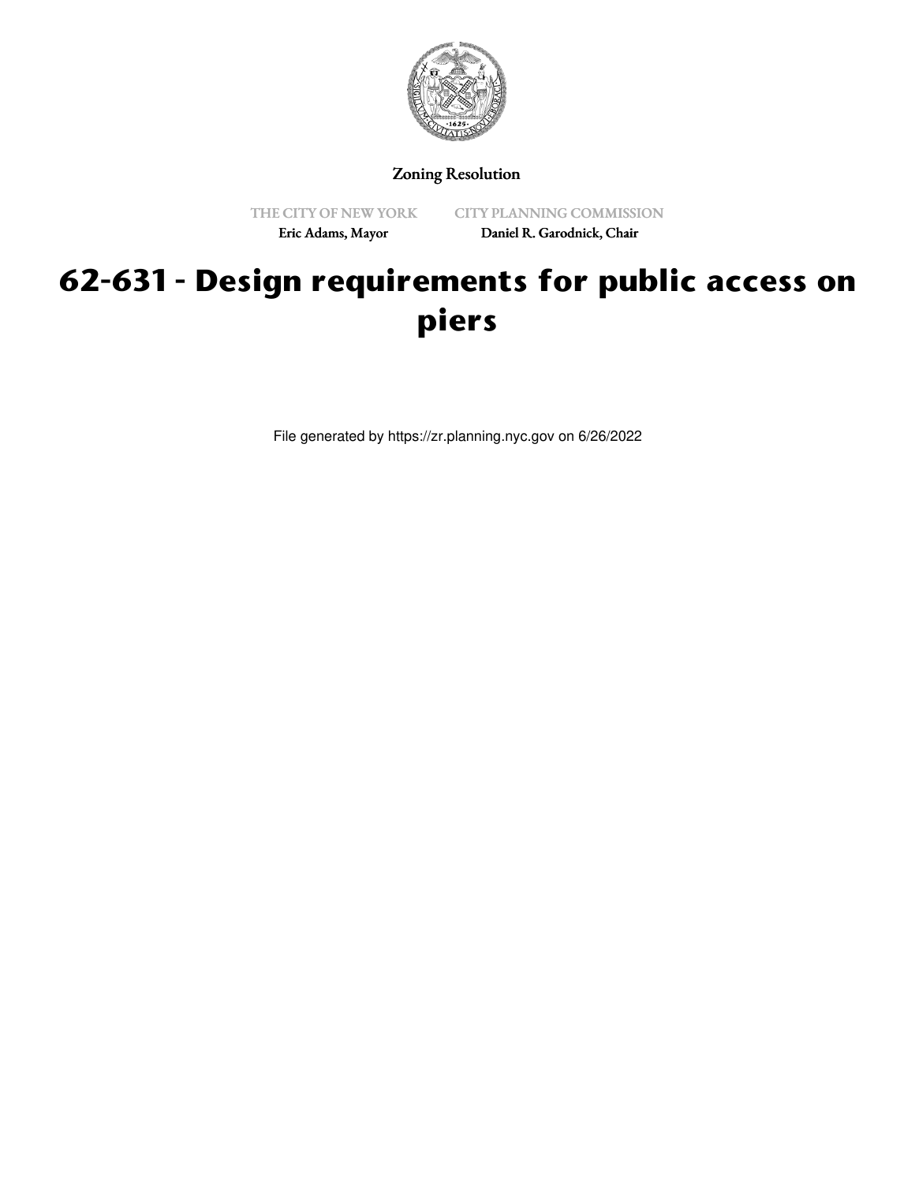Zoning Resolution

THE CITY OF NEW YORK
Eric Adams, Mayor

CITY PLANNING COMMISSION
Daniel R. Garodnick, Chair

# 62-631 - Design requirements for public access on piers

File generated by https://zr.planning.nyc.gov on 6/26/2022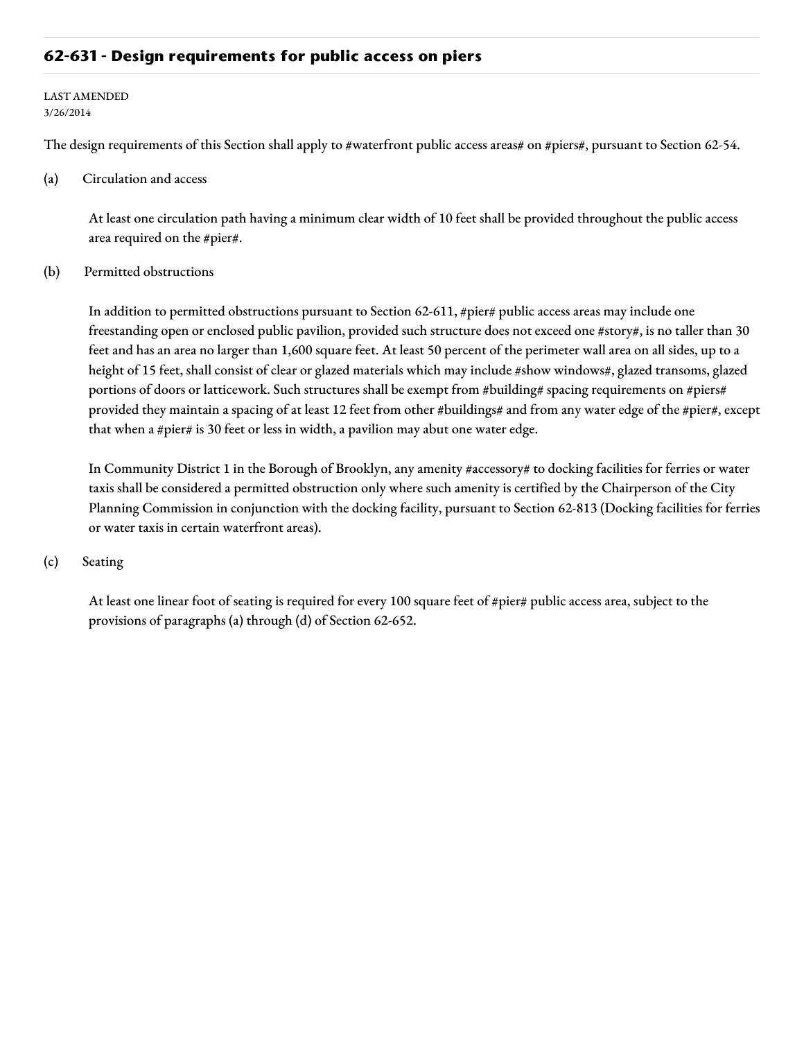## 62-631 - Design requirements for public access on piers

LAST AMENDED
3/26/2014

The design requirements of this Section shall apply to #waterfront public access areas# on #piers#, pursuant to Section 62-54.

(a) Circulation and access

At least one circulation path having a minimum clear width of 10 feet shall be provided throughout the public access area required on the #pier#.

(b) Permitted obstructions

In addition to permitted obstructions pursuant to Section 62-611, #pier# public access areas may include one freestanding open or enclosed public pavilion, provided such structure does not exceed one #story#, is no taller than 30 feet and has an area no larger than 1,600 square feet. At least 50 percent of the perimeter wall area on all sides, up to a height of 15 feet, shall consist of clear or glazed materials which may include #show windows#, glazed transoms, glazed portions of doors or latticework. Such structures shall be exempt from #building# spacing requirements on #piers# provided they maintain a spacing of at least 12 feet from other #buildings# and from any water edge of the #pier#, except that when a #pier# is 30 feet or less in width, a pavilion may abut one water edge.

In Community District 1 in the Borough of Brooklyn, any amenity #accessory# to docking facilities for ferries or water taxis shall be considered a permitted obstruction only where such amenity is certified by the Chairperson of the City Planning Commission in conjunction with the docking facility, pursuant to Section 62-813 (Docking facilities for ferries or water taxis in certain waterfront areas).

(c) Seating

At least one linear foot of seating is required for every 100 square feet of #pier# public access area, subject to the provisions of paragraphs (a) through (d) of Section 62-652.